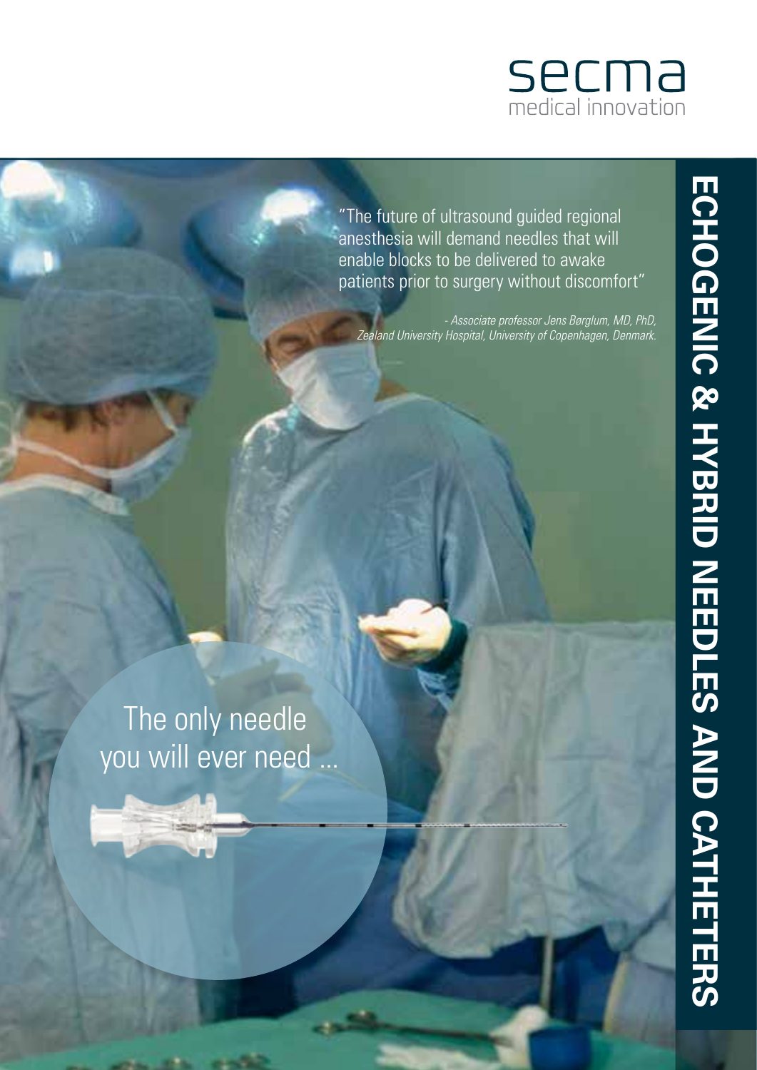secma
medical innovation

# ECHOGENIC & HYBRID NEEDLES AND CATHETERS

"The future of ultrasound guided regional anesthesia will demand needles that will enable blocks to be delivered to awake patients prior to surgery without discomfort"

*- Associate professor Jens Børglum, MD, PhD, Zealand University Hospital, University of Copenhagen, Denmark.*

The only needle you will ever need ...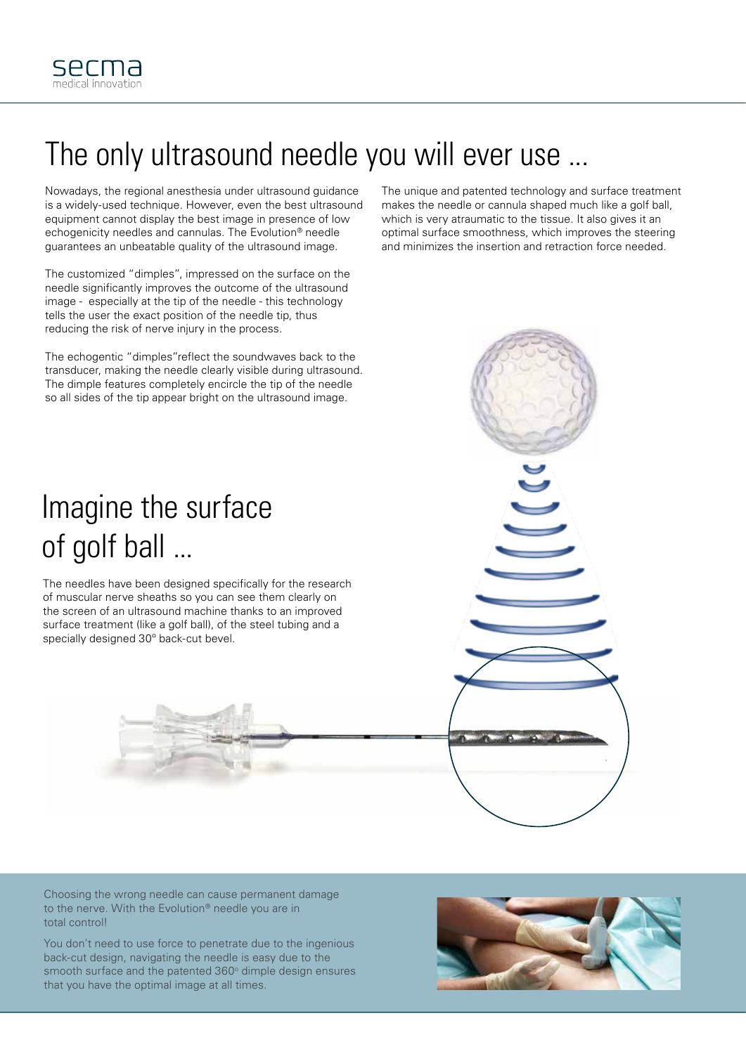# The only ultrasound needle you will ever use ...

Nowadays, the regional anesthesia under ultrasound guidance is a widely-used technique. However, even the best ultrasound equipment cannot display the best image in presence of low echogenicity needles and cannulas. The Evolution® needle guarantees an unbeatable quality of the ultrasound image.

The customized "dimples", impressed on the surface on the needle significantly improves the outcome of the ultrasound image - especially at the tip of the needle - this technology tells the user the exact position of the needle tip, thus reducing the risk of nerve injury in the process.

The echogentic "dimples"reflect the soundwaves back to the transducer, making the needle clearly visible during ultrasound. The dimple features completely encircle the tip of the needle so all sides of the tip appear bright on the ultrasound image.

The unique and patented technology and surface treatment makes the needle or cannula shaped much like a golf ball, which is very atraumatic to the tissue. It also gives it an optimal surface smoothness, which improves the steering and minimizes the insertion and retraction force needed.

# Imagine the surface of golf ball ...

The needles have been designed specifically for the research of muscular nerve sheaths so you can see them clearly on the screen of an ultrasound machine thanks to an improved surface treatment (like a golf ball), of the steel tubing and a specially designed 30° back-cut bevel.

Choosing the wrong needle can cause permanent damage to the nerve. With the Evolution® needle you are in total control!

You don't need to use force to penetrate due to the ingenious back-cut design, navigating the needle is easy due to the smooth surface and the patented 360° dimple design ensures that you have the optimal image at all times.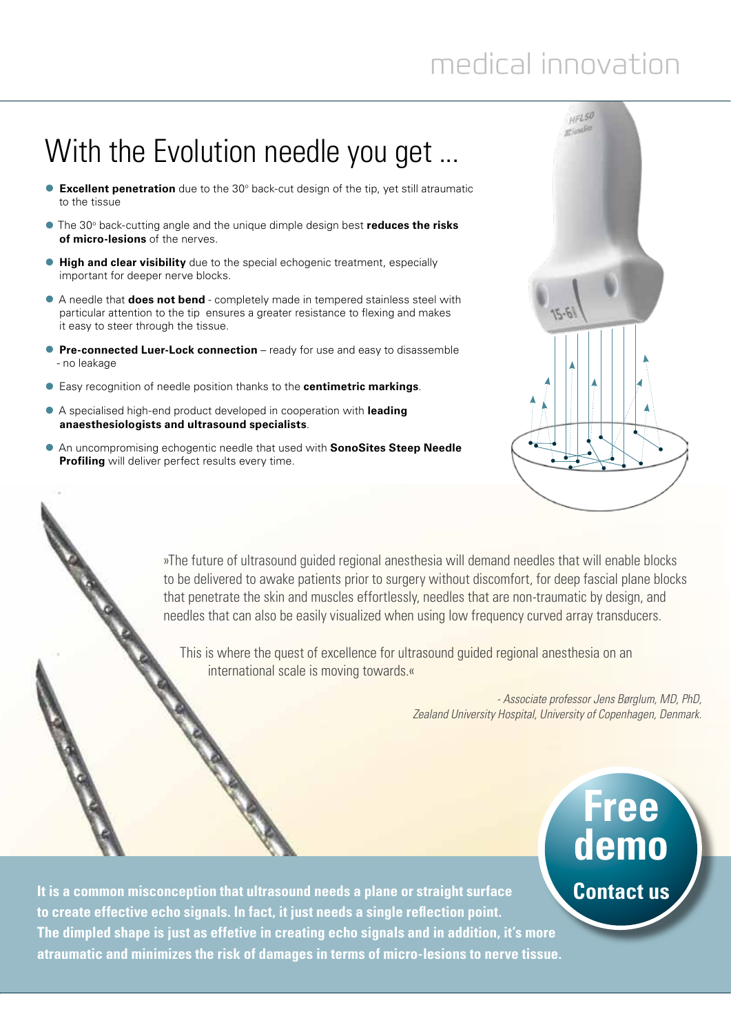# With the Evolution needle you get ...

- **Excellent penetration** due to the 30° back-cut design of the tip, yet still atraumatic to the tissue
- The 30° back-cutting angle and the unique dimple design best **reduces the risks of micro-lesions** of the nerves.
- **High and clear visibility** due to the special echogenic treatment, especially important for deeper nerve blocks.
- A needle that **does not bend** - completely made in tempered stainless steel with particular attention to the tip ensures a greater resistance to flexing and makes it easy to steer through the tissue.
- **Pre-connected Luer-Lock connection** – ready for use and easy to disassemble - no leakage
- Easy recognition of needle position thanks to the **centimetric markings**.
- A specialised high-end product developed in cooperation with **leading anaesthesiologists and ultrasound specialists**.
- An uncompromising echogentic needle that used with **SonoSites Steep Needle Profiling** will deliver perfect results every time.

»The future of ultrasound guided regional anesthesia will demand needles that will enable blocks to be delivered to awake patients prior to surgery without discomfort, for deep fascial plane blocks that penetrate the skin and muscles effortlessly, needles that are non-traumatic by design, and needles that can also be easily visualized when using low frequency curved array transducers.

This is where the quest of excellence for ultrasound guided regional anesthesia on an international scale is moving towards.«

*- Associate professor Jens Børglum, MD, PhD, Zealand University Hospital, University of Copenhagen, Denmark.*

**Free demo**

**Contact us**

**It is a common misconception that ultrasound needs a plane or straight surface to create effective echo signals. In fact, it just needs a single reflection point. The dimpled shape is just as effetive in creating echo signals and in addition, it's more atraumatic and minimizes the risk of damages in terms of micro-lesions to nerve tissue.**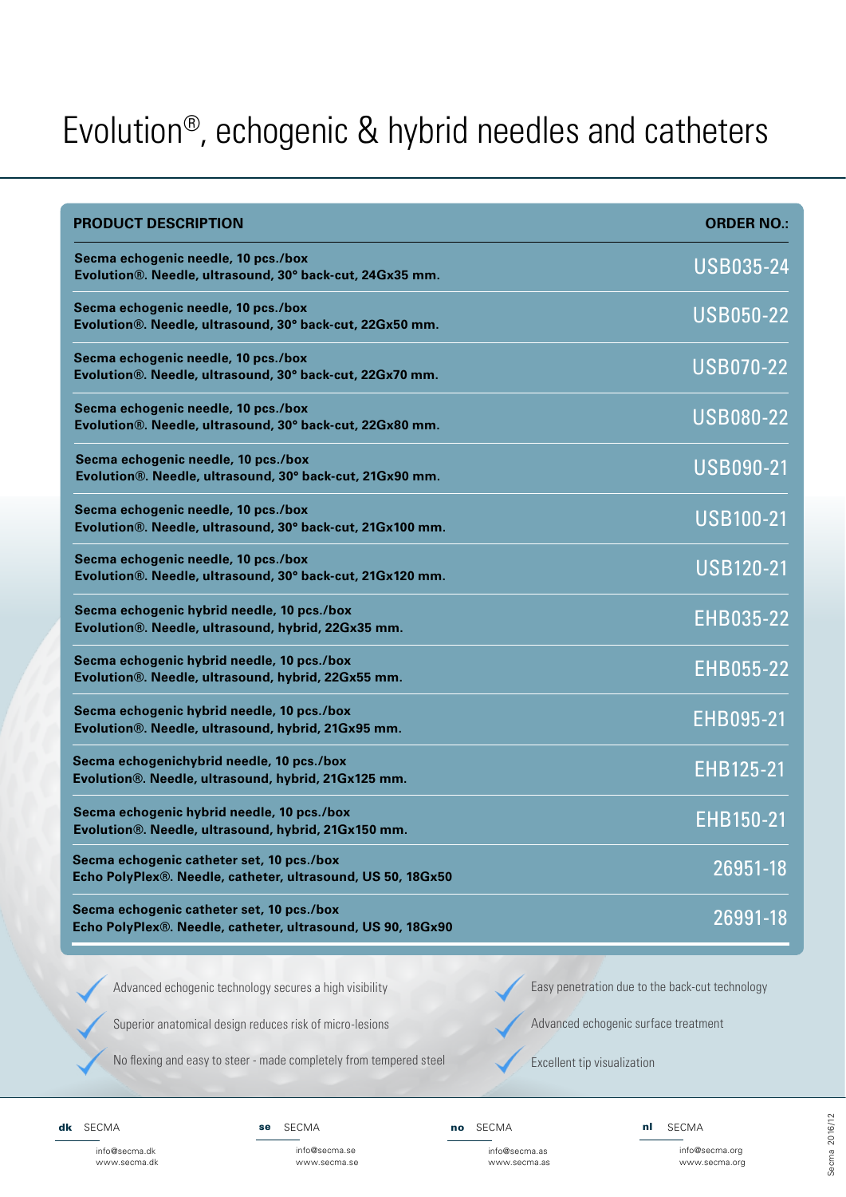# Evolution®, echogenic & hybrid needles and catheters

| PRODUCT DESCRIPTION | ORDER NO.: |
|---|---|
| **Secma echogenic needle, 10 pcs./box**<br>**Evolution®. Needle, ultrasound, 30° back-cut, 24Gx35 mm.** | USB035-24 |
| **Secma echogenic needle, 10 pcs./box**<br>**Evolution®. Needle, ultrasound, 30° back-cut, 22Gx50 mm.** | USB050-22 |
| **Secma echogenic needle, 10 pcs./box**<br>**Evolution®. Needle, ultrasound, 30° back-cut, 22Gx70 mm.** | USB070-22 |
| **Secma echogenic needle, 10 pcs./box**<br>**Evolution®. Needle, ultrasound, 30° back-cut, 22Gx80 mm.** | USB080-22 |
| **Secma echogenic needle, 10 pcs./box**<br>**Evolution®. Needle, ultrasound, 30° back-cut, 21Gx90 mm.** | USB090-21 |
| **Secma echogenic needle, 10 pcs./box**<br>**Evolution®. Needle, ultrasound, 30° back-cut, 21Gx100 mm.** | USB100-21 |
| **Secma echogenic needle, 10 pcs./box**<br>**Evolution®. Needle, ultrasound, 30° back-cut, 21Gx120 mm.** | USB120-21 |
| **Secma echogenic hybrid needle, 10 pcs./box**<br>**Evolution®. Needle, ultrasound, hybrid, 22Gx35 mm.** | EHB035-22 |
| **Secma echogenic hybrid needle, 10 pcs./box**<br>**Evolution®. Needle, ultrasound, hybrid, 22Gx55 mm.** | EHB055-22 |
| **Secma echogenic hybrid needle, 10 pcs./box**<br>**Evolution®. Needle, ultrasound, hybrid, 21Gx95 mm.** | EHB095-21 |
| **Secma echogenichybrid needle, 10 pcs./box**<br>**Evolution®. Needle, ultrasound, hybrid, 21Gx125 mm.** | EHB125-21 |
| **Secma echogenic hybrid needle, 10 pcs./box**<br>**Evolution®. Needle, ultrasound, hybrid, 21Gx150 mm.** | EHB150-21 |
| **Secma echogenic catheter set, 10 pcs./box**<br>**Echo PolyPlex®. Needle, catheter, ultrasound, US 50, 18Gx50** | 26951-18 |
| **Secma echogenic catheter set, 10 pcs./box**<br>**Echo PolyPlex®. Needle, catheter, ultrasound, US 90, 18Gx90** | 26991-18 |

- Advanced echogenic technology secures a high visibility
- Superior anatomical design reduces risk of micro-lesions
- No flexing and easy to steer - made completely from tempered steel
- Easy penetration due to the back-cut technology
- Advanced echogenic surface treatment
- Excellent tip visualization

**dk** SECMA
info@secma.dk
www.secma.dk

**se** SECMA
info@secma.se
www.secma.se

**no** SECMA
info@secma.as
www.secma.as

**nl** SECMA
info@secma.org
www.secma.org

Secma 2016/12